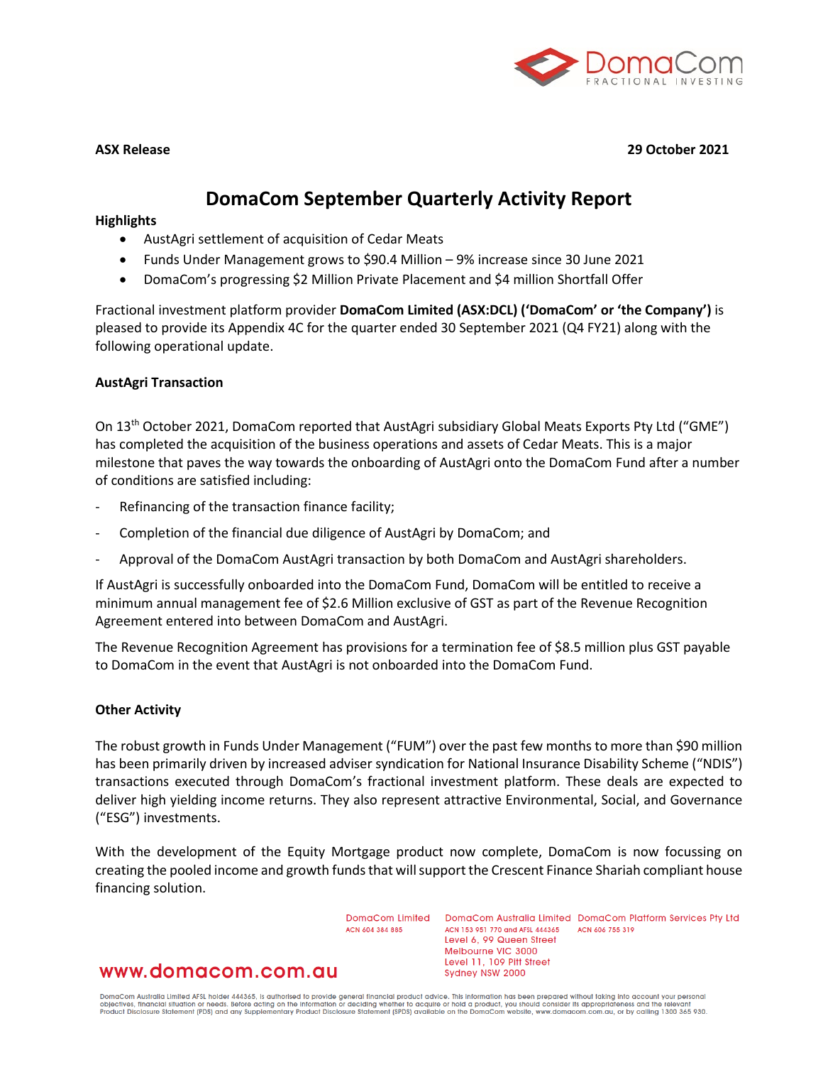**ASX Release** **29 October 2021**

# DomaCom September Quarterly Activity Report

**Highlights**

- AustAgri settlement of acquisition of Cedar Meats
- Funds Under Management grows to $90.4 Million – 9% increase since 30 June 2021
- DomaCom's progressing $2 Million Private Placement and $4 million Shortfall Offer

Fractional investment platform provider **DomaCom Limited (ASX:DCL) ('DomaCom' or 'the Company')** is pleased to provide its Appendix 4C for the quarter ended 30 September 2021 (Q4 FY21) along with the following operational update.

**AustAgri Transaction**

On 13th October 2021, DomaCom reported that AustAgri subsidiary Global Meats Exports Pty Ltd ("GME") has completed the acquisition of the business operations and assets of Cedar Meats. This is a major milestone that paves the way towards the onboarding of AustAgri onto the DomaCom Fund after a number of conditions are satisfied including:

- Refinancing of the transaction finance facility;
- Completion of the financial due diligence of AustAgri by DomaCom; and
- Approval of the DomaCom AustAgri transaction by both DomaCom and AustAgri shareholders.

If AustAgri is successfully onboarded into the DomaCom Fund, DomaCom will be entitled to receive a minimum annual management fee of $2.6 Million exclusive of GST as part of the Revenue Recognition Agreement entered into between DomaCom and AustAgri.

The Revenue Recognition Agreement has provisions for a termination fee of $8.5 million plus GST payable to DomaCom in the event that AustAgri is not onboarded into the DomaCom Fund.

**Other Activity**

The robust growth in Funds Under Management ("FUM") over the past few months to more than $90 million has been primarily driven by increased adviser syndication for National Insurance Disability Scheme ("NDIS") transactions executed through DomaCom's fractional investment platform. These deals are expected to deliver high yielding income returns. They also represent attractive Environmental, Social, and Governance ("ESG") investments.

With the development of the Equity Mortgage product now complete, DomaCom is now focussing on creating the pooled income and growth funds that will support the Crescent Finance Shariah compliant house financing solution.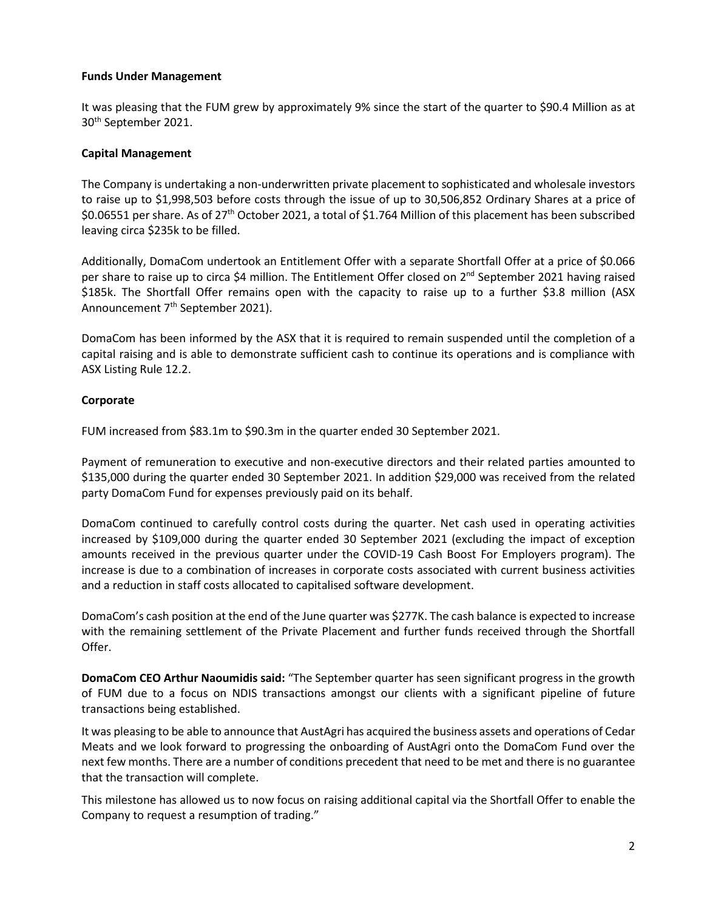## Funds Under Management

It was pleasing that the FUM grew by approximately 9% since the start of the quarter to $90.4 Million as at 30th September 2021.

## Capital Management

The Company is undertaking a non-underwritten private placement to sophisticated and wholesale investors to raise up to $1,998,503 before costs through the issue of up to 30,506,852 Ordinary Shares at a price of $0.06551 per share. As of 27th October 2021, a total of $1.764 Million of this placement has been subscribed leaving circa $235k to be filled.

Additionally, DomaCom undertook an Entitlement Offer with a separate Shortfall Offer at a price of $0.066 per share to raise up to circa $4 million. The Entitlement Offer closed on 2nd September 2021 having raised $185k. The Shortfall Offer remains open with the capacity to raise up to a further $3.8 million (ASX Announcement 7th September 2021).

DomaCom has been informed by the ASX that it is required to remain suspended until the completion of a capital raising and is able to demonstrate sufficient cash to continue its operations and is compliance with ASX Listing Rule 12.2.

## Corporate

FUM increased from $83.1m to $90.3m in the quarter ended 30 September 2021.

Payment of remuneration to executive and non-executive directors and their related parties amounted to $135,000 during the quarter ended 30 September 2021. In addition $29,000 was received from the related party DomaCom Fund for expenses previously paid on its behalf.

DomaCom continued to carefully control costs during the quarter. Net cash used in operating activities increased by $109,000 during the quarter ended 30 September 2021 (excluding the impact of exception amounts received in the previous quarter under the COVID-19 Cash Boost For Employers program). The increase is due to a combination of increases in corporate costs associated with current business activities and a reduction in staff costs allocated to capitalised software development.

DomaCom's cash position at the end of the June quarter was $277K. The cash balance is expected to increase with the remaining settlement of the Private Placement and further funds received through the Shortfall Offer.

**DomaCom CEO Arthur Naoumidis said:** "The September quarter has seen significant progress in the growth of FUM due to a focus on NDIS transactions amongst our clients with a significant pipeline of future transactions being established.

It was pleasing to be able to announce that AustAgri has acquired the business assets and operations of Cedar Meats and we look forward to progressing the onboarding of AustAgri onto the DomaCom Fund over the next few months. There are a number of conditions precedent that need to be met and there is no guarantee that the transaction will complete.

This milestone has allowed us to now focus on raising additional capital via the Shortfall Offer to enable the Company to request a resumption of trading."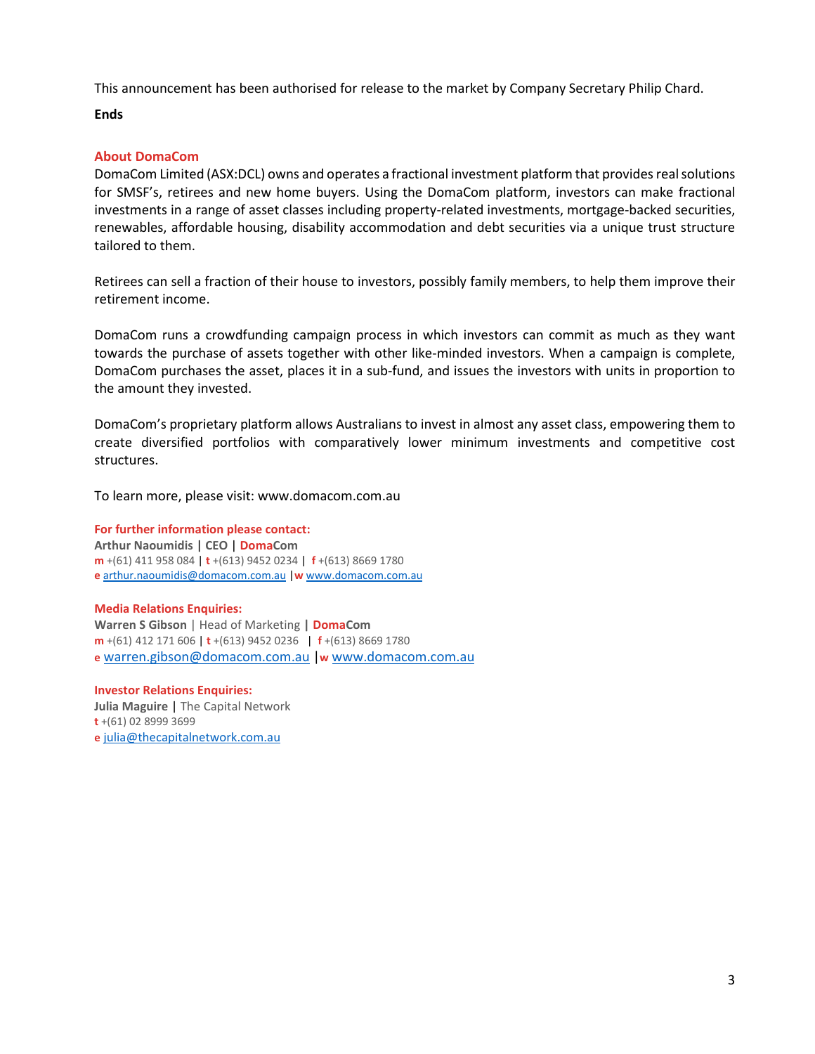This announcement has been authorised for release to the market by Company Secretary Philip Chard.

**Ends**

## About DomaCom

DomaCom Limited (ASX:DCL) owns and operates a fractional investment platform that provides real solutions for SMSF's, retirees and new home buyers. Using the DomaCom platform, investors can make fractional investments in a range of asset classes including property-related investments, mortgage-backed securities, renewables, affordable housing, disability accommodation and debt securities via a unique trust structure tailored to them.

Retirees can sell a fraction of their house to investors, possibly family members, to help them improve their retirement income.

DomaCom runs a crowdfunding campaign process in which investors can commit as much as they want towards the purchase of assets together with other like-minded investors. When a campaign is complete, DomaCom purchases the asset, places it in a sub-fund, and issues the investors with units in proportion to the amount they invested.

DomaCom's proprietary platform allows Australians to invest in almost any asset class, empowering them to create diversified portfolios with comparatively lower minimum investments and competitive cost structures.

To learn more, please visit: www.domacom.com.au

**For further information please contact:**

**Arthur Naoumidis | CEO | DomaCom**
m +(61) 411 958 084 | t +(613) 9452 0234 | f +(613) 8669 1780
e arthur.naoumidis@domacom.com.au | w www.domacom.com.au

**Media Relations Enquiries:**

**Warren S Gibson** | Head of Marketing | **DomaCom**
m +(61) 412 171 606 | t +(613) 9452 0236 | f +(613) 8669 1780
e warren.gibson@domacom.com.au | w www.domacom.com.au

**Investor Relations Enquiries:**

**Julia Maguire** | The Capital Network
t +(61) 02 8999 3699
e julia@thecapitalnetwork.com.au